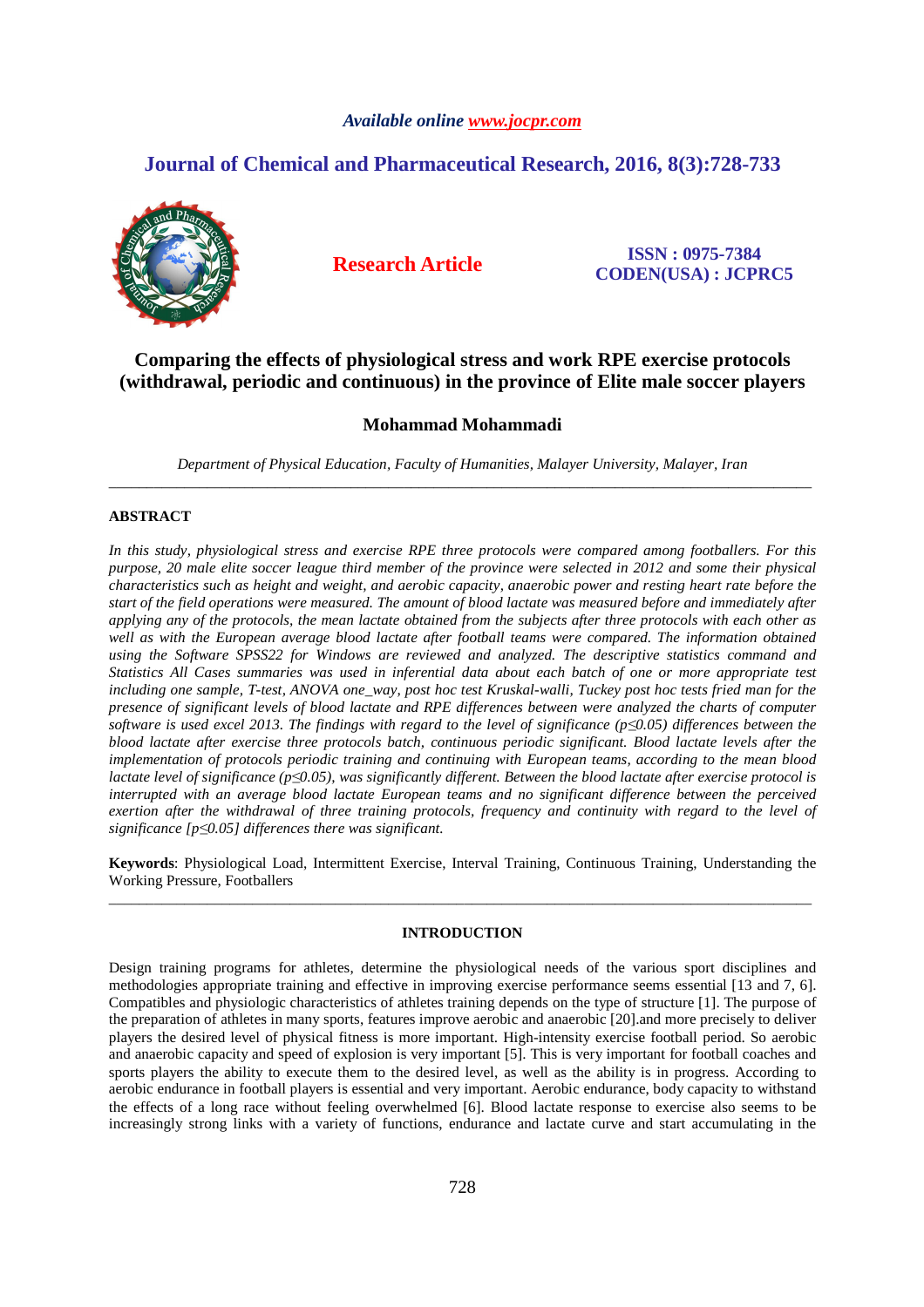*Available online www.jocpr.com*

## Journal of Chemical and Pharmaceutical Research, 2016, 8(3):728-733

**Research Article**

**ISSN : 0975-7384**
**CODEN(USA) : JCPRC5**

# Comparing the effects of physiological stress and work RPE exercise protocols (withdrawal, periodic and continuous) in the province of Elite male soccer players

**Mohammad Mohammadi**

*Department of Physical Education, Faculty of Humanities, Malayer University, Malayer, Iran*

---

## ABSTRACT

*In this study, physiological stress and exercise RPE three protocols were compared among footballers. For this purpose, 20 male elite soccer league third member of the province were selected in 2012 and some their physical characteristics such as height and weight, and aerobic capacity, anaerobic power and resting heart rate before the start of the field operations were measured. The amount of blood lactate was measured before and immediately after applying any of the protocols, the mean lactate obtained from the subjects after three protocols with each other as well as with the European average blood lactate after football teams were compared. The information obtained using the Software SPSS22 for Windows are reviewed and analyzed. The descriptive statistics command and Statistics All Cases summaries was used in inferential data about each batch of one or more appropriate test including one sample, T-test, ANOVA one_way, post hoc test Kruskal-walli, Tuckey post hoc tests fried man for the presence of significant levels of blood lactate and RPE differences between were analyzed the charts of computer software is used excel 2013. The findings with regard to the level of significance ($p \leq 0.05$) differences between the blood lactate after exercise three protocols batch, continuous periodic significant. Blood lactate levels after the implementation of protocols periodic training and continuing with European teams, according to the mean blood lactate level of significance ($p \leq 0.05$), was significantly different. Between the blood lactate after exercise protocol is interrupted with an average blood lactate European teams and no significant difference between the perceived exertion after the withdrawal of three training protocols, frequency and continuity with regard to the level of significance [$p \leq 0.05$] differences there was significant.*

**Keywords**: Physiological Load, Intermittent Exercise, Interval Training, Continuous Training, Understanding the Working Pressure, Footballers

---

## INTRODUCTION

Design training programs for athletes, determine the physiological needs of the various sport disciplines and methodologies appropriate training and effective in improving exercise performance seems essential [13 and 7, 6]. Compatibles and physiologic characteristics of athletes training depends on the type of structure [1]. The purpose of the preparation of athletes in many sports, features improve aerobic and anaerobic [20].and more precisely to deliver players the desired level of physical fitness is more important. High-intensity exercise football period. So aerobic and anaerobic capacity and speed of explosion is very important [5]. This is very important for football coaches and sports players the ability to execute them to the desired level, as well as the ability is in progress. According to aerobic endurance in football players is essential and very important. Aerobic endurance, body capacity to withstand the effects of a long race without feeling overwhelmed [6]. Blood lactate response to exercise also seems to be increasingly strong links with a variety of functions, endurance and lactate curve and start accumulating in the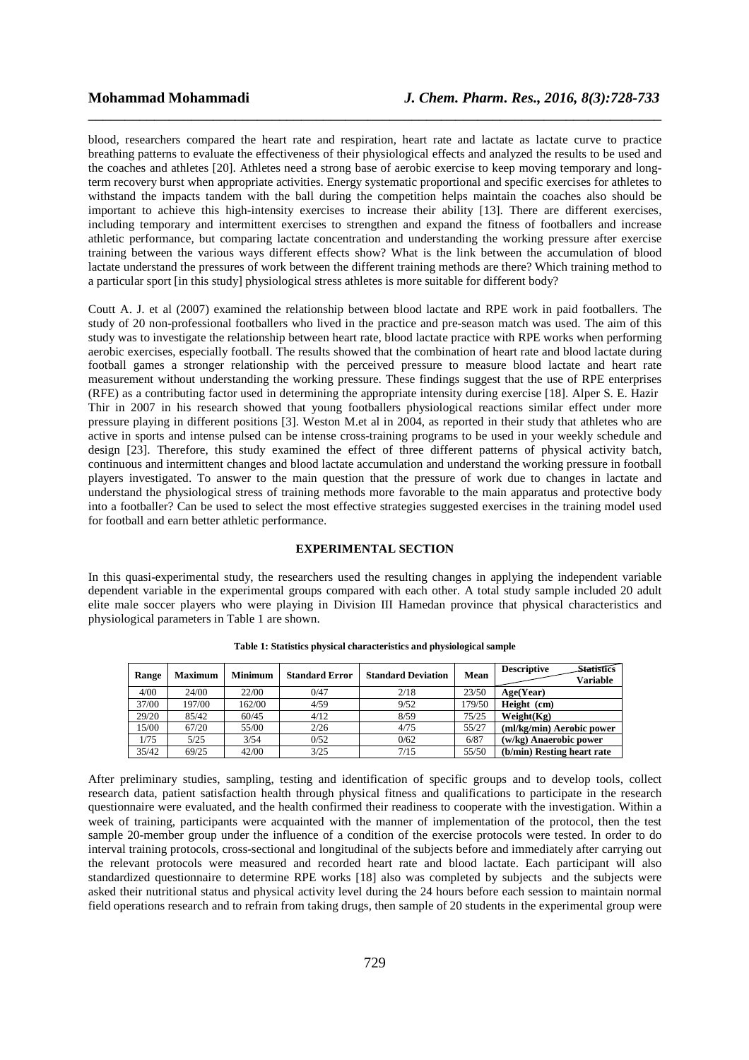blood, researchers compared the heart rate and respiration, heart rate and lactate as lactate curve to practice breathing patterns to evaluate the effectiveness of their physiological effects and analyzed the results to be used and the coaches and athletes [20]. Athletes need a strong base of aerobic exercise to keep moving temporary and long-term recovery burst when appropriate activities. Energy systematic proportional and specific exercises for athletes to withstand the impacts tandem with the ball during the competition helps maintain the coaches also should be important to achieve this high-intensity exercises to increase their ability [13]. There are different exercises, including temporary and intermittent exercises to strengthen and expand the fitness of footballers and increase athletic performance, but comparing lactate concentration and understanding the working pressure after exercise training between the various ways different effects show? What is the link between the accumulation of blood lactate understand the pressures of work between the different training methods are there? Which training method to a particular sport [in this study] physiological stress athletes is more suitable for different body?

Coutt A. J. et al (2007) examined the relationship between blood lactate and RPE work in paid footballers. The study of 20 non-professional footballers who lived in the practice and pre-season match was used. The aim of this study was to investigate the relationship between heart rate, blood lactate practice with RPE works when performing aerobic exercises, especially football. The results showed that the combination of heart rate and blood lactate during football games a stronger relationship with the perceived pressure to measure blood lactate and heart rate measurement without understanding the working pressure. These findings suggest that the use of RPE enterprises (RFE) as a contributing factor used in determining the appropriate intensity during exercise [18]. Alper S. E. Hazir Thir in 2007 in his research showed that young footballers physiological reactions similar effect under more pressure playing in different positions [3]. Weston M.et al in 2004, as reported in their study that athletes who are active in sports and intense pulsed can be intense cross-training programs to be used in your weekly schedule and design [23]. Therefore, this study examined the effect of three different patterns of physical activity batch, continuous and intermittent changes and blood lactate accumulation and understand the working pressure in football players investigated. To answer to the main question that the pressure of work due to changes in lactate and understand the physiological stress of training methods more favorable to the main apparatus and protective body into a footballer? Can be used to select the most effective strategies suggested exercises in the training model used for football and earn better athletic performance.

## EXPERIMENTAL SECTION

In this quasi-experimental study, the researchers used the resulting changes in applying the independent variable dependent variable in the experimental groups compared with each other. A total study sample included 20 adult elite male soccer players who were playing in Division III Hamedan province that physical characteristics and physiological parameters in Table 1 are shown.

**Table 1: Statistics physical characteristics and physiological sample**

| Range | Maximum | Minimum | Standard Error | Standard Deviation | Mean | Descriptive Statistics / Variable |
|---|---|---|---|---|---|---|
| 4/00 | 24/00 | 22/00 | 0/47 | 2/18 | 23/50 | **Age(Year)** |
| 37/00 | 197/00 | 162/00 | 4/59 | 9/52 | 179/50 | **Height (cm)** |
| 29/20 | 85/42 | 60/45 | 4/12 | 8/59 | 75/25 | **Weight(Kg)** |
| 15/00 | 67/20 | 55/00 | 2/26 | 4/75 | 55/27 | **(ml/kg/min) Aerobic power** |
| 1/75 | 5/25 | 3/54 | 0/52 | 0/62 | 6/87 | **(w/kg) Anaerobic power** |
| 35/42 | 69/25 | 42/00 | 3/25 | 7/15 | 55/50 | **(b/min) Resting heart rate** |

After preliminary studies, sampling, testing and identification of specific groups and to develop tools, collect research data, patient satisfaction health through physical fitness and qualifications to participate in the research questionnaire were evaluated, and the health confirmed their readiness to cooperate with the investigation. Within a week of training, participants were acquainted with the manner of implementation of the protocol, then the test sample 20-member group under the influence of a condition of the exercise protocols were tested. In order to do interval training protocols, cross-sectional and longitudinal of the subjects before and immediately after carrying out the relevant protocols were measured and recorded heart rate and blood lactate. Each participant will also standardized questionnaire to determine RPE works [18] also was completed by subjects and the subjects were asked their nutritional status and physical activity level during the 24 hours before each session to maintain normal field operations research and to refrain from taking drugs, then sample of 20 students in the experimental group were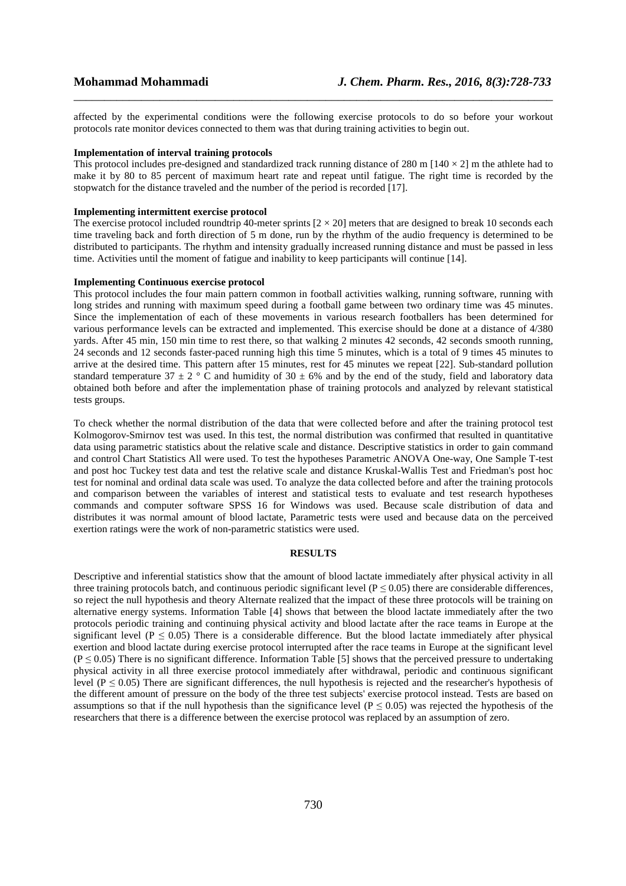affected by the experimental conditions were the following exercise protocols to do so before your workout protocols rate monitor devices connected to them was that during training activities to begin out.

**Implementation of interval training protocols**

This protocol includes pre-designed and standardized track running distance of 280 m [140 × 2] m the athlete had to make it by 80 to 85 percent of maximum heart rate and repeat until fatigue. The right time is recorded by the stopwatch for the distance traveled and the number of the period is recorded [17].

**Implementing intermittent exercise protocol**

The exercise protocol included roundtrip 40-meter sprints [2 × 20] meters that are designed to break 10 seconds each time traveling back and forth direction of 5 m done, run by the rhythm of the audio frequency is determined to be distributed to participants. The rhythm and intensity gradually increased running distance and must be passed in less time. Activities until the moment of fatigue and inability to keep participants will continue [14].

**Implementing Continuous exercise protocol**

This protocol includes the four main pattern common in football activities walking, running software, running with long strides and running with maximum speed during a football game between two ordinary time was 45 minutes. Since the implementation of each of these movements in various research footballers has been determined for various performance levels can be extracted and implemented. This exercise should be done at a distance of 4/380 yards. After 45 min, 150 min time to rest there, so that walking 2 minutes 42 seconds, 42 seconds smooth running, 24 seconds and 12 seconds faster-paced running high this time 5 minutes, which is a total of 9 times 45 minutes to arrive at the desired time. This pattern after 15 minutes, rest for 45 minutes we repeat [22]. Sub-standard pollution standard temperature 37 ± 2 ° C and humidity of 30 ± 6% and by the end of the study, field and laboratory data obtained both before and after the implementation phase of training protocols and analyzed by relevant statistical tests groups.

To check whether the normal distribution of the data that were collected before and after the training protocol test Kolmogorov-Smirnov test was used. In this test, the normal distribution was confirmed that resulted in quantitative data using parametric statistics about the relative scale and distance. Descriptive statistics in order to gain command and control Chart Statistics All were used. To test the hypotheses Parametric ANOVA One-way, One Sample T-test and post hoc Tuckey test data and test the relative scale and distance Kruskal-Wallis Test and Friedman's post hoc test for nominal and ordinal data scale was used. To analyze the data collected before and after the training protocols and comparison between the variables of interest and statistical tests to evaluate and test research hypotheses commands and computer software SPSS 16 for Windows was used. Because scale distribution of data and distributes it was normal amount of blood lactate, Parametric tests were used and because data on the perceived exertion ratings were the work of non-parametric statistics were used.

## RESULTS

Descriptive and inferential statistics show that the amount of blood lactate immediately after physical activity in all three training protocols batch, and continuous periodic significant level ($P \leq 0.05$) there are considerable differences, so reject the null hypothesis and theory Alternate realized that the impact of these three protocols will be training on alternative energy systems. Information Table [4] shows that between the blood lactate immediately after the two protocols periodic training and continuing physical activity and blood lactate after the race teams in Europe at the significant level ($P \leq 0.05$) There is a considerable difference. But the blood lactate immediately after physical exertion and blood lactate during exercise protocol interrupted after the race teams in Europe at the significant level ($P \leq 0.05$) There is no significant difference. Information Table [5] shows that the perceived pressure to undertaking physical activity in all three exercise protocol immediately after withdrawal, periodic and continuous significant level ($P \leq 0.05$) There are significant differences, the null hypothesis is rejected and the researcher's hypothesis of the different amount of pressure on the body of the three test subjects' exercise protocol instead. Tests are based on assumptions so that if the null hypothesis than the significance level ($P \leq 0.05$) was rejected the hypothesis of the researchers that there is a difference between the exercise protocol was replaced by an assumption of zero.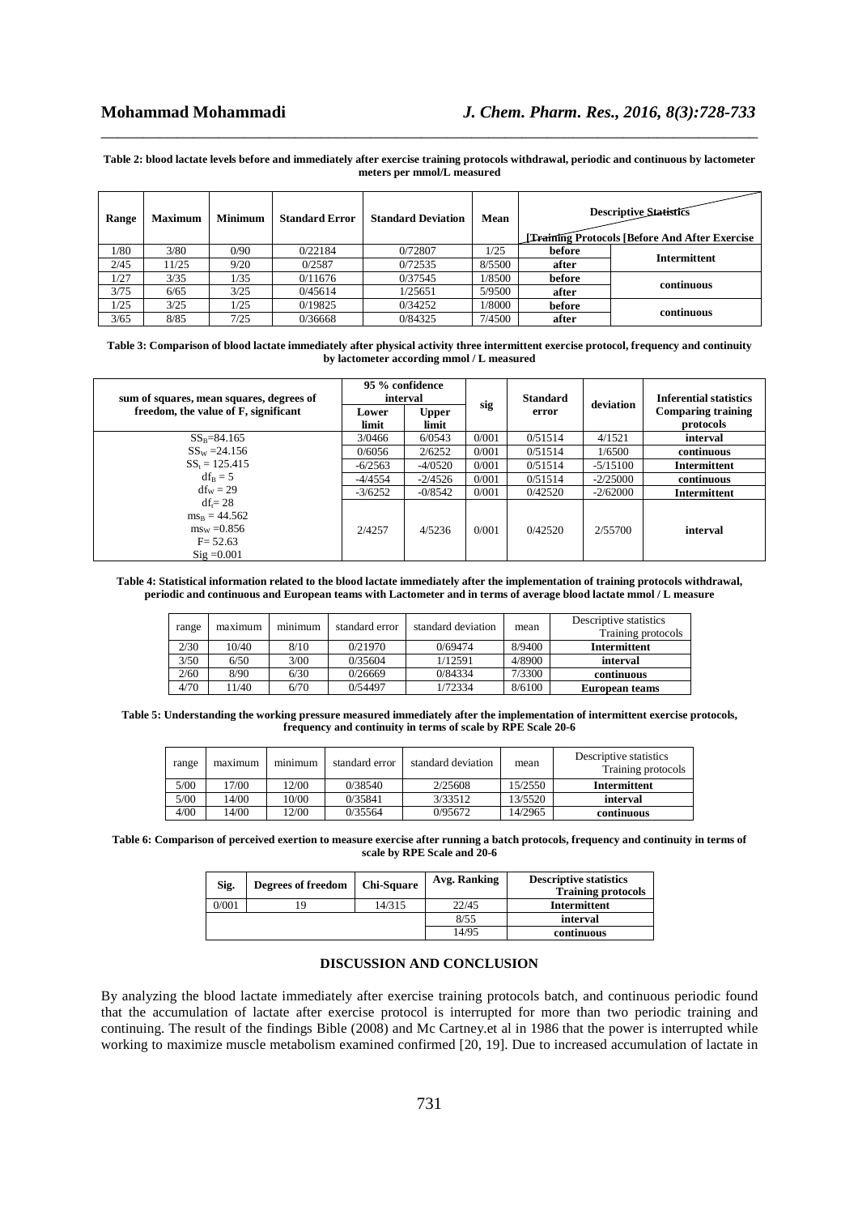**Table 2: blood lactate levels before and immediately after exercise training protocols withdrawal, periodic and continuous by lactometer meters per mmol/L measured**

| Range | Maximum | Minimum | Standard Error | Standard Deviation | Mean | Descriptive Statistics [Training Protocols [Before And After Exercise | |
|---|---|---|---|---|---|---|---|
| 1/80 | 3/80 | 0/90 | 0/22184 | 0/72807 | 1/25 | before | Intermittent |
| 2/45 | 11/25 | 9/20 | 0/2587 | 0/72535 | 8/5500 | after | |
| 1/27 | 3/35 | 1/35 | 0/11676 | 0/37545 | 1/8500 | before | continuous |
| 3/75 | 6/65 | 3/25 | 0/45614 | 1/25651 | 5/9500 | after | |
| 1/25 | 3/25 | 1/25 | 0/19825 | 0/34252 | 1/8000 | before | continuous |
| 3/65 | 8/85 | 7/25 | 0/36668 | 0/84325 | 7/4500 | after | |

**Table 3: Comparison of blood lactate immediately after physical activity three intermittent exercise protocol, frequency and continuity by lactometer according mmol / L measured**

| sum of squares, mean squares, degrees of freedom, the value of F, significant | 95 % confidence interval | | sig | Standard error | deviation | Inferential statistics Comparing training protocols | |
|---|---|---|---|---|---|---|---|
| | Lower limit | Upper limit | | | | | |
| $SS_B$=84.165<br>$SS_W$ =24.156<br>$SS_t$ = 125.415<br>$df_B$ = 5<br>$df_W$ = 29<br>$df_t$= 28<br>$ms_B$ = 44.562<br>$ms_W$ =0.856<br>F= 52.63<br>Sig =0.001 | 3/0466 | 6/0543 | 0/001 | 0/51514 | 4/1521 | interval | continuous |
| | 0/6056 | 2/6252 | 0/001 | 0/51514 | 1/6500 | continuous | Intermittent |
| | -6/2563 | -4/0520 | 0/001 | 0/51514 | -5/15100 | Intermittent | interval |
| | -4/4554 | -2/4526 | 0/001 | 0/51514 | -2/25000 | continuous | |
| | -3/6252 | -0/8542 | 0/001 | 0/42520 | -2/62000 | Intermittent | |
| | 2/4257 | 4/5236 | 0/001 | 0/42520 | 2/55700 | interval | |

**Table 4: Statistical information related to the blood lactate immediately after the implementation of training protocols withdrawal, periodic and continuous and European teams with Lactometer and in terms of average blood lactate mmol / L measure**

| range | maximum | minimum | standard error | standard deviation | mean | Descriptive statistics Training protocols |
|---|---|---|---|---|---|---|
| 2/30 | 10/40 | 8/10 | 0/21970 | 0/69474 | 8/9400 | **Intermittent** |
| 3/50 | 6/50 | 3/00 | 0/35604 | 1/12591 | 4/8900 | **interval** |
| 2/60 | 8/90 | 6/30 | 0/26669 | 0/84334 | 7/3300 | **continuous** |
| 4/70 | 11/40 | 6/70 | 0/54497 | 1/72334 | 8/6100 | **European teams** |

**Table 5: Understanding the working pressure measured immediately after the implementation of intermittent exercise protocols, frequency and continuity in terms of scale by RPE Scale 20-6**

| range | maximum | minimum | standard error | standard deviation | mean | Descriptive statistics Training protocols |
|---|---|---|---|---|---|---|
| 5/00 | 17/00 | 12/00 | 0/38540 | 2/25608 | 15/2550 | **Intermittent** |
| 5/00 | 14/00 | 10/00 | 0/35841 | 3/33512 | 13/5520 | **interval** |
| 4/00 | 14/00 | 12/00 | 0/35564 | 0/95672 | 14/2965 | **continuous** |

**Table 6: Comparison of perceived exertion to measure exercise after running a batch protocols, frequency and continuity in terms of scale by RPE Scale and 20-6**

| Sig. | Degrees of freedom | Chi-Square | Avg. Ranking | Descriptive statistics Training protocols |
|---|---|---|---|---|
| 0/001 | 19 | 14/315 | 22/45 | **Intermittent** |
| | | | 8/55 | **interval** |
| | | | 14/95 | **continuous** |

## DISCUSSION AND CONCLUSION

By analyzing the blood lactate immediately after exercise training protocols batch, and continuous periodic found that the accumulation of lactate after exercise protocol is interrupted for more than two periodic training and continuing. The result of the findings Bible (2008) and Mc Cartney.et al in 1986 that the power is interrupted while working to maximize muscle metabolism examined confirmed [20, 19]. Due to increased accumulation of lactate in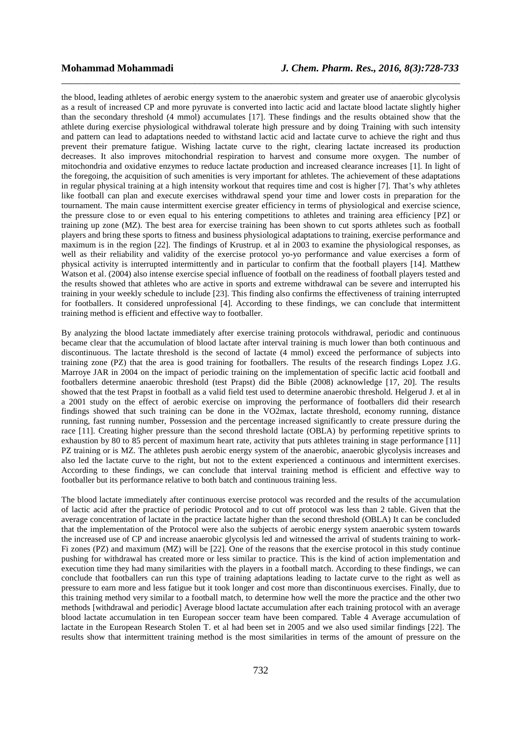the blood, leading athletes of aerobic energy system to the anaerobic system and greater use of anaerobic glycolysis as a result of increased CP and more pyruvate is converted into lactic acid and lactate blood lactate slightly higher than the secondary threshold (4 mmol) accumulates [17]. These findings and the results obtained show that the athlete during exercise physiological withdrawal tolerate high pressure and by doing Training with such intensity and pattern can lead to adaptations needed to withstand lactic acid and lactate curve to achieve the right and thus prevent their premature fatigue. Wishing lactate curve to the right, clearing lactate increased its production decreases. It also improves mitochondrial respiration to harvest and consume more oxygen. The number of mitochondria and oxidative enzymes to reduce lactate production and increased clearance increases [1]. In light of the foregoing, the acquisition of such amenities is very important for athletes. The achievement of these adaptations in regular physical training at a high intensity workout that requires time and cost is higher [7]. That's why athletes like football can plan and execute exercises withdrawal spend your time and lower costs in preparation for the tournament. The main cause intermittent exercise greater efficiency in terms of physiological and exercise science, the pressure close to or even equal to his entering competitions to athletes and training area efficiency [PZ] or training up zone (MZ). The best area for exercise training has been shown to cut sports athletes such as football players and bring these sports to fitness and business physiological adaptations to training, exercise performance and maximum is in the region [22]. The findings of Krustrup. et al in 2003 to examine the physiological responses, as well as their reliability and validity of the exercise protocol yo-yo performance and value exercises a form of physical activity is interrupted intermittently and in particular to confirm that the football players [14]. Matthew Watson et al. (2004) also intense exercise special influence of football on the readiness of football players tested and the results showed that athletes who are active in sports and extreme withdrawal can be severe and interrupted his training in your weekly schedule to include [23]. This finding also confirms the effectiveness of training interrupted for footballers. It considered unprofessional [4]. According to these findings, we can conclude that intermittent training method is efficient and effective way to footballer.

By analyzing the blood lactate immediately after exercise training protocols withdrawal, periodic and continuous became clear that the accumulation of blood lactate after interval training is much lower than both continuous and discontinuous. The lactate threshold is the second of lactate (4 mmol) exceed the performance of subjects into training zone (PZ) that the area is good training for footballers. The results of the research findings Lopez J.G. Marroye JAR in 2004 on the impact of periodic training on the implementation of specific lactic acid football and footballers determine anaerobic threshold (test Prapst) did the Bible (2008) acknowledge [17, 20]. The results showed that the test Prapst in football as a valid field test used to determine anaerobic threshold. Helgerud J. et al in a 2001 study on the effect of aerobic exercise on improving the performance of footballers did their research findings showed that such training can be done in the VO2max, lactate threshold, economy running, distance running, fast running number, Possession and the percentage increased significantly to create pressure during the race [11]. Creating higher pressure than the second threshold lactate (OBLA) by performing repetitive sprints to exhaustion by 80 to 85 percent of maximum heart rate, activity that puts athletes training in stage performance [11] PZ training or is MZ. The athletes push aerobic energy system of the anaerobic, anaerobic glycolysis increases and also led the lactate curve to the right, but not to the extent experienced a continuous and intermittent exercises. According to these findings, we can conclude that interval training method is efficient and effective way to footballer but its performance relative to both batch and continuous training less.

The blood lactate immediately after continuous exercise protocol was recorded and the results of the accumulation of lactic acid after the practice of periodic Protocol and to cut off protocol was less than 2 table. Given that the average concentration of lactate in the practice lactate higher than the second threshold (OBLA) It can be concluded that the implementation of the Protocol were also the subjects of aerobic energy system anaerobic system towards the increased use of CP and increase anaerobic glycolysis led and witnessed the arrival of students training to work-Fi zones (PZ) and maximum (MZ) will be [22]. One of the reasons that the exercise protocol in this study continue pushing for withdrawal has created more or less similar to practice. This is the kind of action implementation and execution time they had many similarities with the players in a football match. According to these findings, we can conclude that footballers can run this type of training adaptations leading to lactate curve to the right as well as pressure to earn more and less fatigue but it took longer and cost more than discontinuous exercises. Finally, due to this training method very similar to a football match, to determine how well the more the practice and the other two methods [withdrawal and periodic] Average blood lactate accumulation after each training protocol with an average blood lactate accumulation in ten European soccer team have been compared. Table 4 Average accumulation of lactate in the European Research Stolen T. et al had been set in 2005 and we also used similar findings [22]. The results show that intermittent training method is the most similarities in terms of the amount of pressure on the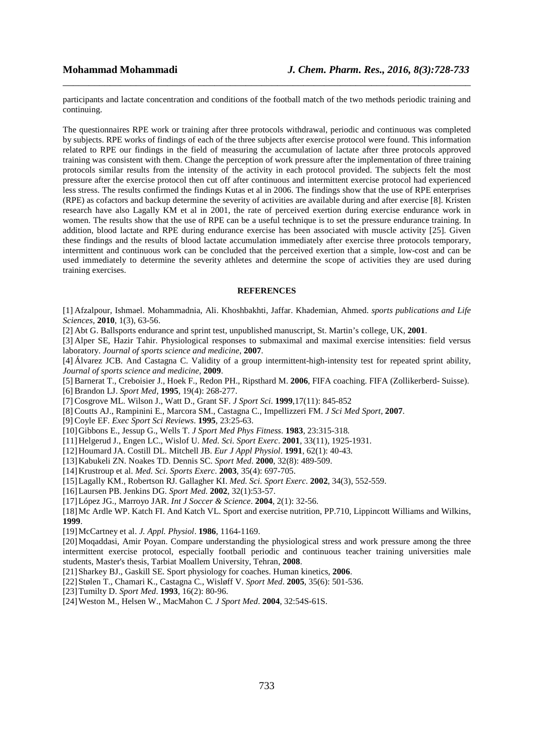participants and lactate concentration and conditions of the football match of the two methods periodic training and continuing.

The questionnaires RPE work or training after three protocols withdrawal, periodic and continuous was completed by subjects. RPE works of findings of each of the three subjects after exercise protocol were found. This information related to RPE our findings in the field of measuring the accumulation of lactate after three protocols approved training was consistent with them. Change the perception of work pressure after the implementation of three training protocols similar results from the intensity of the activity in each protocol provided. The subjects felt the most pressure after the exercise protocol then cut off after continuous and intermittent exercise protocol had experienced less stress. The results confirmed the findings Kutas et al in 2006. The findings show that the use of RPE enterprises (RPE) as cofactors and backup determine the severity of activities are available during and after exercise [8]. Kristen research have also Lagally KM et al in 2001, the rate of perceived exertion during exercise endurance work in women. The results show that the use of RPE can be a useful technique is to set the pressure endurance training. In addition, blood lactate and RPE during endurance exercise has been associated with muscle activity [25]. Given these findings and the results of blood lactate accumulation immediately after exercise three protocols temporary, intermittent and continuous work can be concluded that the perceived exertion that a simple, low-cost and can be used immediately to determine the severity athletes and determine the scope of activities they are used during training exercises.

## REFERENCES

[1] Afzalpour, Ishmael. Mohammadnia, Ali. Khoshbakhti, Jaffar. Khademian, Ahmed. *sports publications and Life Sciences*, **2010**, 1(3), 63-56.

[2] Abt G. Ballsports endurance and sprint test, unpublished manuscript, St. Martin's college, UK, **2001**.

[3] Alper SE, Hazir Tahir. Physiological responses to submaximal and maximal exercise intensities: field versus laboratory. *Journal of sports science and medicine*, **2007**.

[4] Álvarez JCB. And Castagna C. Validity of a group intermittent-high-intensity test for repeated sprint ability, *Journal of sports science and medicine*, **2009**.

[5] Barnerat T., Creboisier J., Hoek F., Redon PH., Ripsthard M. **2006**, FIFA coaching. FIFA (Zollikerberd- Suisse).

[6] Brandon LJ. *Sport Med*, **1995**, 19(4): 268-277.

[7] Cosgrove ML. Wilson J., Watt D., Grant SF. *J Sport Sci*. **1999**,17(11): 845-852

[8] Coutts AJ., Rampinini E., Marcora SM., Castagna C., Impellizzeri FM. *J Sci Med Sport*, **2007**.

[9] Coyle EF. *Exec Sport Sci Reviews*. **1995**, 23:25-63.

[10] Gibbons E., Jessup G., Wells T. *J Sport Med Phys Fitness*. **1983**, 23:315-318.

[11] Helgerud J., Engen LC., Wislof U. *Med. Sci. Sport Exerc*. **2001**, 33(11), 1925-1931.

[12] Houmard JA. Costill DL. Mitchell JB. *Eur J Appl Physiol*. **1991**, 62(1): 40-43.

[13] Kabukeli ZN. Noakes TD. Dennis SC. *Sport Med*. **2000**, 32(8): 489-509.

[14] Krustroup et al. *Med. Sci. Sports Exerc*. **2003**, 35(4): 697-705.

[15] Lagally KM., Robertson RJ. Gallagher KI. *Med. Sci. Sport Exerc*. **2002**, 34(3), 552-559.

[16] Laursen PB. Jenkins DG. *Sport Med*. **2002**, 32(1):53-57.

[17] López JG., Marroyo JAR. *Int J Soccer & Science*. **2004**, 2(1): 32-56.

[18] Mc Ardle WP. Katch FI. And Katch VL. Sport and exercise nutrition, PP.710, Lippincott Williams and Wilkins, **1999**.

[19] McCartney et al. *J. Appl. Physiol*. **1986**, 1164-1169.

[20] Moqaddasi, Amir Poyan. Compare understanding the physiological stress and work pressure among the three intermittent exercise protocol, especially football periodic and continuous teacher training universities male students, Master's thesis, Tarbiat Moallem University, Tehran, **2008**.

[21] Sharkey BJ., Gaskill SE. Sport physiology for coaches. Human kinetics, **2006**.

[22] Stølen T., Chamari K., Castagna C., Wisløff V. *Sport Med*. **2005**, 35(6): 501-536.

[23] Tumilty D. *Sport Med*. **1993**, 16(2): 80-96.

[24] Weston M., Helsen W., MacMahon C. *J Sport Med*. **2004**, 32:54S-61S.